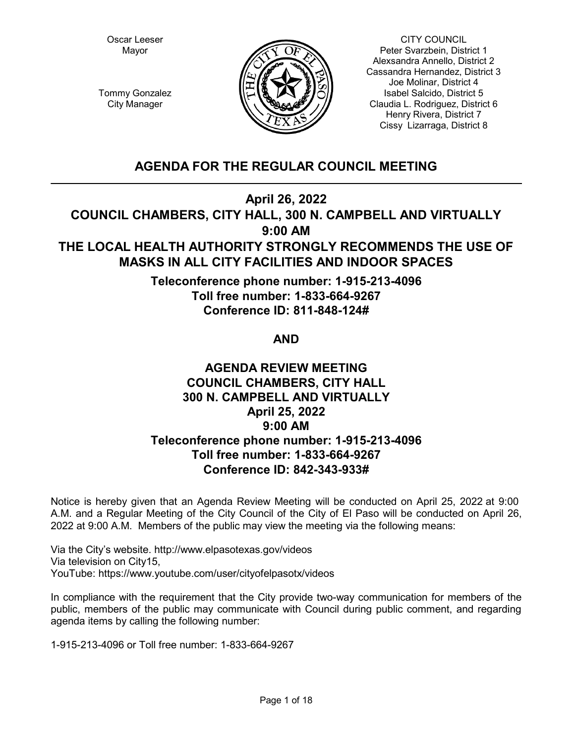Oscar Leeser
Mayor

Tommy Gonzalez
City Manager

CITY COUNCIL
Peter Svarzbein, District 1
Alexsandra Annello, District 2
Cassandra Hernandez, District 3
Joe Molinar, District 4
Isabel Salcido, District 5
Claudia L. Rodriguez, District 6
Henry Rivera, District 7
Cissy Lizarraga, District 8

## AGENDA FOR THE REGULAR COUNCIL MEETING

### April 26, 2022
### COUNCIL CHAMBERS, CITY HALL, 300 N. CAMPBELL AND VIRTUALLY
### 9:00 AM
### THE LOCAL HEALTH AUTHORITY STRONGLY RECOMMENDS THE USE OF MASKS IN ALL CITY FACILITIES AND INDOOR SPACES

**Teleconference phone number: 1-915-213-4096**
**Toll free number: 1-833-664-9267**
**Conference ID: 811-848-124#**

**AND**

### AGENDA REVIEW MEETING
### COUNCIL CHAMBERS, CITY HALL
### 300 N. CAMPBELL AND VIRTUALLY
### April 25, 2022
### 9:00 AM

**Teleconference phone number: 1-915-213-4096**
**Toll free number: 1-833-664-9267**
**Conference ID: 842-343-933#**

Notice is hereby given that an Agenda Review Meeting will be conducted on April 25, 2022 at 9:00 A.M. and a Regular Meeting of the City Council of the City of El Paso will be conducted on April 26, 2022 at 9:00 A.M. Members of the public may view the meeting via the following means:

Via the City's website. http://www.elpasotexas.gov/videos
Via television on City15,
YouTube: https://www.youtube.com/user/cityofelpasotx/videos

In compliance with the requirement that the City provide two-way communication for members of the public, members of the public may communicate with Council during public comment, and regarding agenda items by calling the following number:

1-915-213-4096 or Toll free number: 1-833-664-9267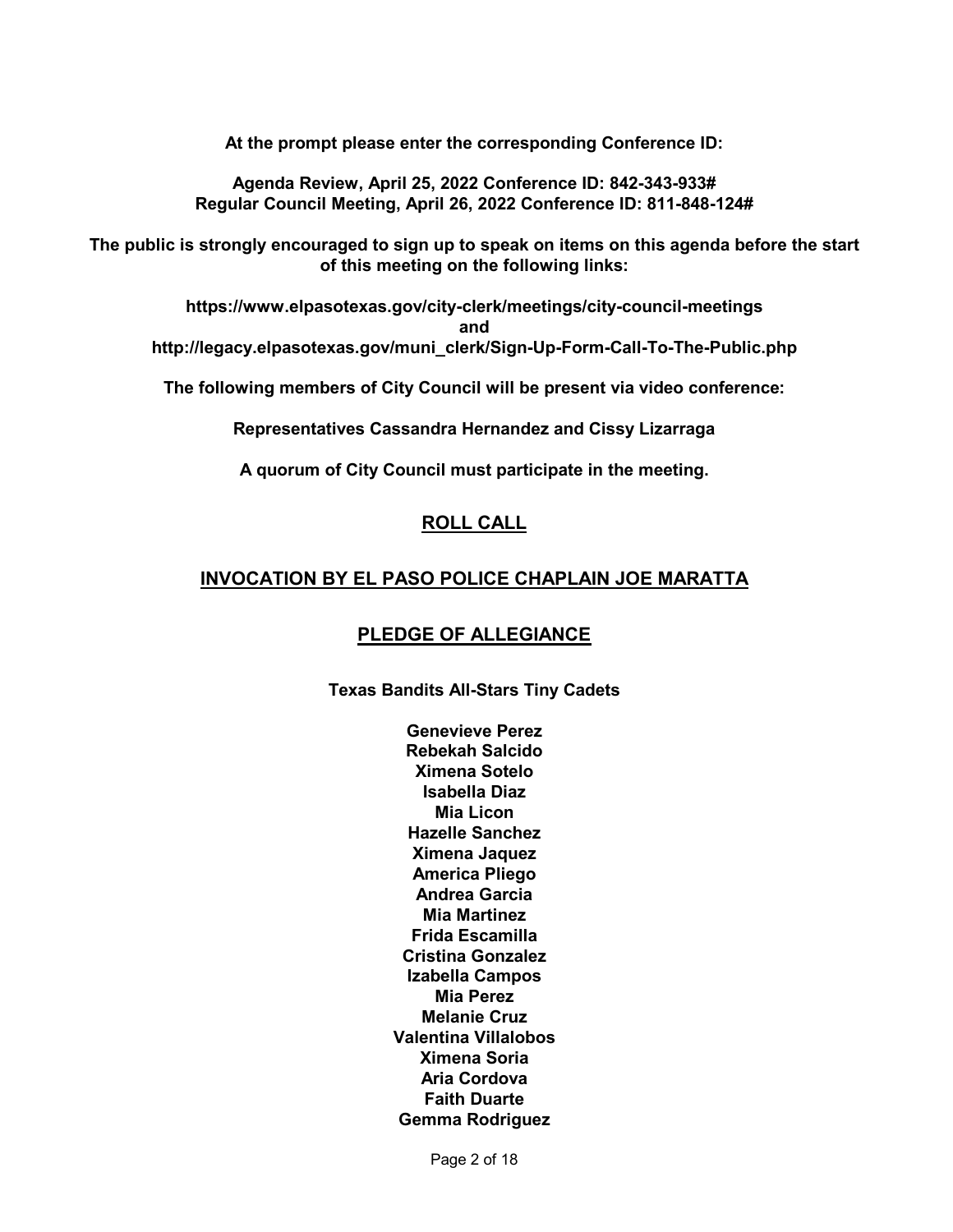**At the prompt please enter the corresponding Conference ID:**

**Agenda Review, April 25, 2022 Conference ID: 842-343-933#**
**Regular Council Meeting, April 26, 2022 Conference ID: 811-848-124#**

**The public is strongly encouraged to sign up to speak on items on this agenda before the start of this meeting on the following links:**

**https://www.elpasotexas.gov/city-clerk/meetings/city-council-meetings**
**and**
**http://legacy.elpasotexas.gov/muni_clerk/Sign-Up-Form-Call-To-The-Public.php**

**The following members of City Council will be present via video conference:**

**Representatives Cassandra Hernandez and Cissy Lizarraga**

**A quorum of City Council must participate in the meeting.**

## ROLL CALL

## INVOCATION BY EL PASO POLICE CHAPLAIN JOE MARATTA

## PLEDGE OF ALLEGIANCE

**Texas Bandits All-Stars Tiny Cadets**

**Genevieve Perez**
**Rebekah Salcido**
**Ximena Sotelo**
**Isabella Diaz**
**Mia Licon**
**Hazelle Sanchez**
**Ximena Jaquez**
**America Pliego**
**Andrea Garcia**
**Mia Martinez**
**Frida Escamilla**
**Cristina Gonzalez**
**Izabella Campos**
**Mia Perez**
**Melanie Cruz**
**Valentina Villalobos**
**Ximena Soria**
**Aria Cordova**
**Faith Duarte**
**Gemma Rodriguez**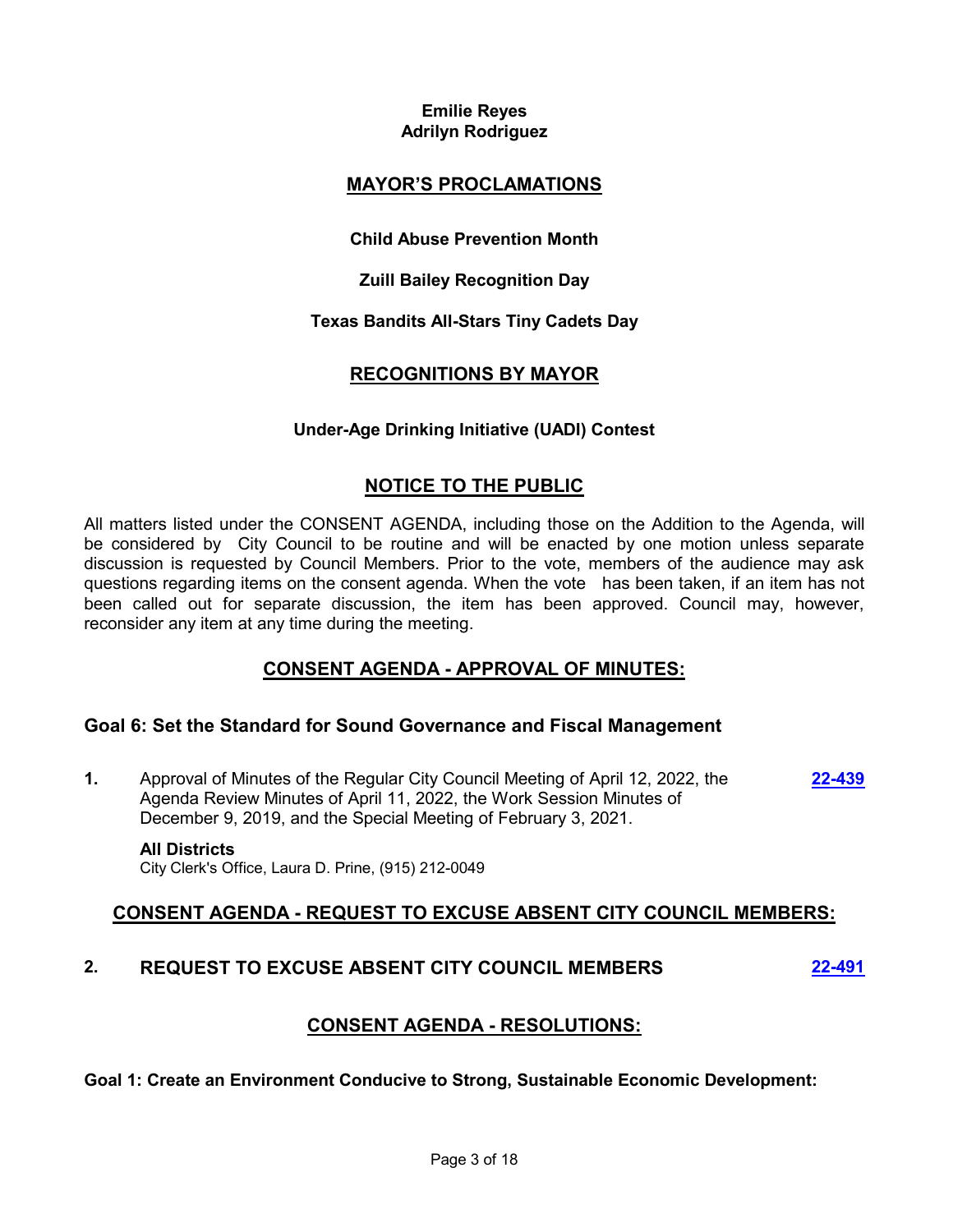**Emilie Reyes**
**Adrilyn Rodriguez**

## MAYOR'S PROCLAMATIONS

**Child Abuse Prevention Month**

**Zuill Bailey Recognition Day**

**Texas Bandits All-Stars Tiny Cadets Day**

## RECOGNITIONS BY MAYOR

**Under-Age Drinking Initiative (UADI) Contest**

## NOTICE TO THE PUBLIC

All matters listed under the CONSENT AGENDA, including those on the Addition to the Agenda, will be considered by City Council to be routine and will be enacted by one motion unless separate discussion is requested by Council Members. Prior to the vote, members of the audience may ask questions regarding items on the consent agenda. When the vote has been taken, if an item has not been called out for separate discussion, the item has been approved. Council may, however, reconsider any item at any time during the meeting.

## CONSENT AGENDA - APPROVAL OF MINUTES:

### Goal 6: Set the Standard for Sound Governance and Fiscal Management

**1.** Approval of Minutes of the Regular City Council Meeting of April 12, 2022, the Agenda Review Minutes of April 11, 2022, the Work Session Minutes of December 9, 2019, and the Special Meeting of February 3, 2021. **22-439**

**All Districts**
City Clerk's Office, Laura D. Prine, (915) 212-0049

## CONSENT AGENDA - REQUEST TO EXCUSE ABSENT CITY COUNCIL MEMBERS:

**2. REQUEST TO EXCUSE ABSENT CITY COUNCIL MEMBERS** **22-491**

## CONSENT AGENDA - RESOLUTIONS:

**Goal 1: Create an Environment Conducive to Strong, Sustainable Economic Development:**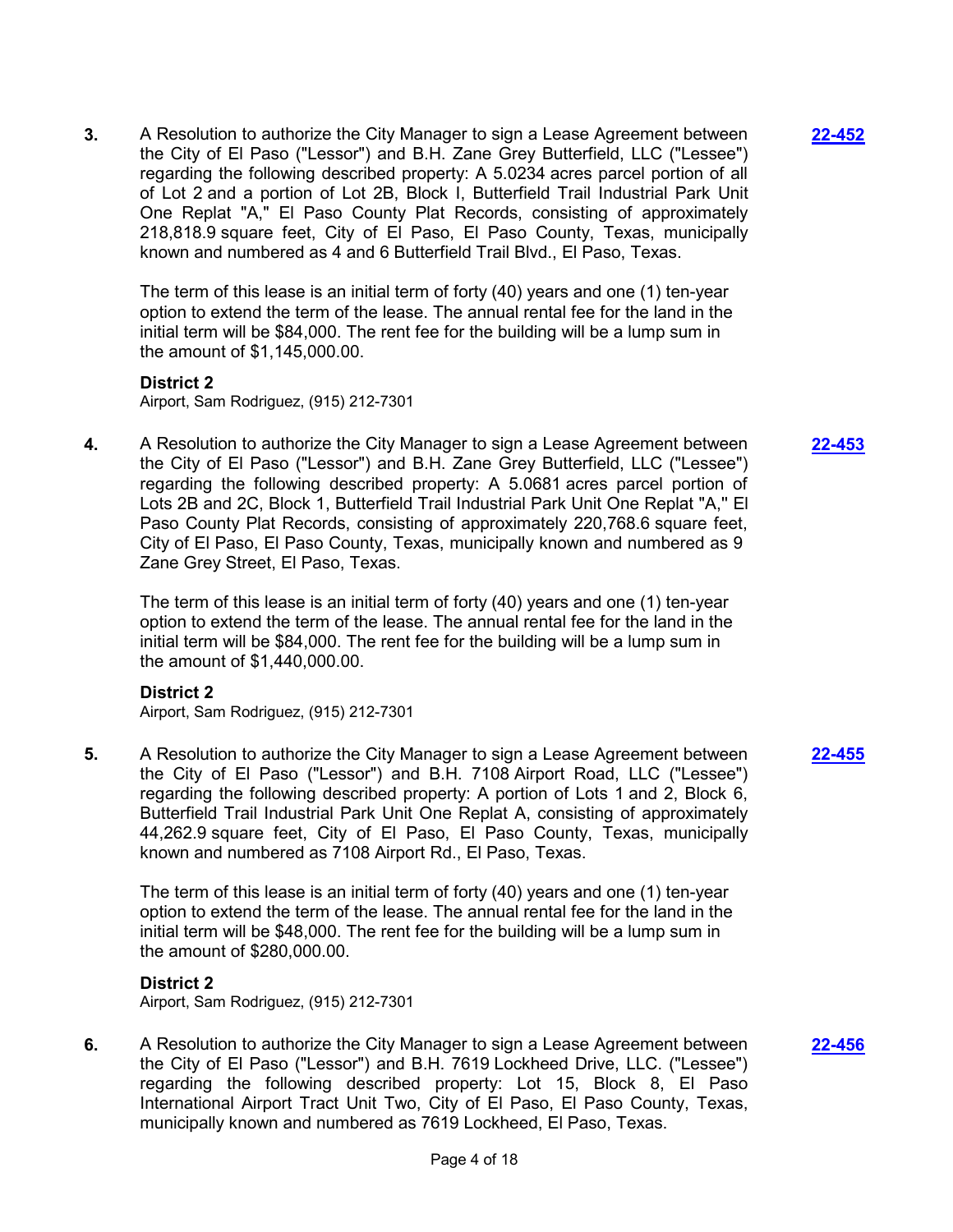3. A Resolution to authorize the City Manager to sign a Lease Agreement between the City of El Paso ("Lessor") and B.H. Zane Grey Butterfield, LLC ("Lessee") regarding the following described property: A 5.0234 acres parcel portion of all of Lot 2 and a portion of Lot 2B, Block I, Butterfield Trail Industrial Park Unit One Replat "A," El Paso County Plat Records, consisting of approximately 218,818.9 square feet, City of El Paso, El Paso County, Texas, municipally known and numbered as 4 and 6 Butterfield Trail Blvd., El Paso, Texas. **22-452**

   The term of this lease is an initial term of forty (40) years and one (1) ten-year option to extend the term of the lease. The annual rental fee for the land in the initial term will be $84,000. The rent fee for the building will be a lump sum in the amount of $1,145,000.00.

   **District 2**
   Airport, Sam Rodriguez, (915) 212-7301

4. A Resolution to authorize the City Manager to sign a Lease Agreement between the City of El Paso ("Lessor") and B.H. Zane Grey Butterfield, LLC ("Lessee") regarding the following described property: A 5.0681 acres parcel portion of Lots 2B and 2C, Block 1, Butterfield Trail Industrial Park Unit One Replat "A," El Paso County Plat Records, consisting of approximately 220,768.6 square feet, City of El Paso, El Paso County, Texas, municipally known and numbered as 9 Zane Grey Street, El Paso, Texas. **22-453**

   The term of this lease is an initial term of forty (40) years and one (1) ten-year option to extend the term of the lease. The annual rental fee for the land in the initial term will be $84,000. The rent fee for the building will be a lump sum in the amount of $1,440,000.00.

   **District 2**
   Airport, Sam Rodriguez, (915) 212-7301

5. A Resolution to authorize the City Manager to sign a Lease Agreement between the City of El Paso ("Lessor") and B.H. 7108 Airport Road, LLC ("Lessee") regarding the following described property: A portion of Lots 1 and 2, Block 6, Butterfield Trail Industrial Park Unit One Replat A, consisting of approximately 44,262.9 square feet, City of El Paso, El Paso County, Texas, municipally known and numbered as 7108 Airport Rd., El Paso, Texas. **22-455**

   The term of this lease is an initial term of forty (40) years and one (1) ten-year option to extend the term of the lease. The annual rental fee for the land in the initial term will be $48,000. The rent fee for the building will be a lump sum in the amount of $280,000.00.

   **District 2**
   Airport, Sam Rodriguez, (915) 212-7301

6. A Resolution to authorize the City Manager to sign a Lease Agreement between the City of El Paso ("Lessor") and B.H. 7619 Lockheed Drive, LLC. ("Lessee") regarding the following described property: Lot 15, Block 8, El Paso International Airport Tract Unit Two, City of El Paso, El Paso County, Texas, municipally known and numbered as 7619 Lockheed, El Paso, Texas. **22-456**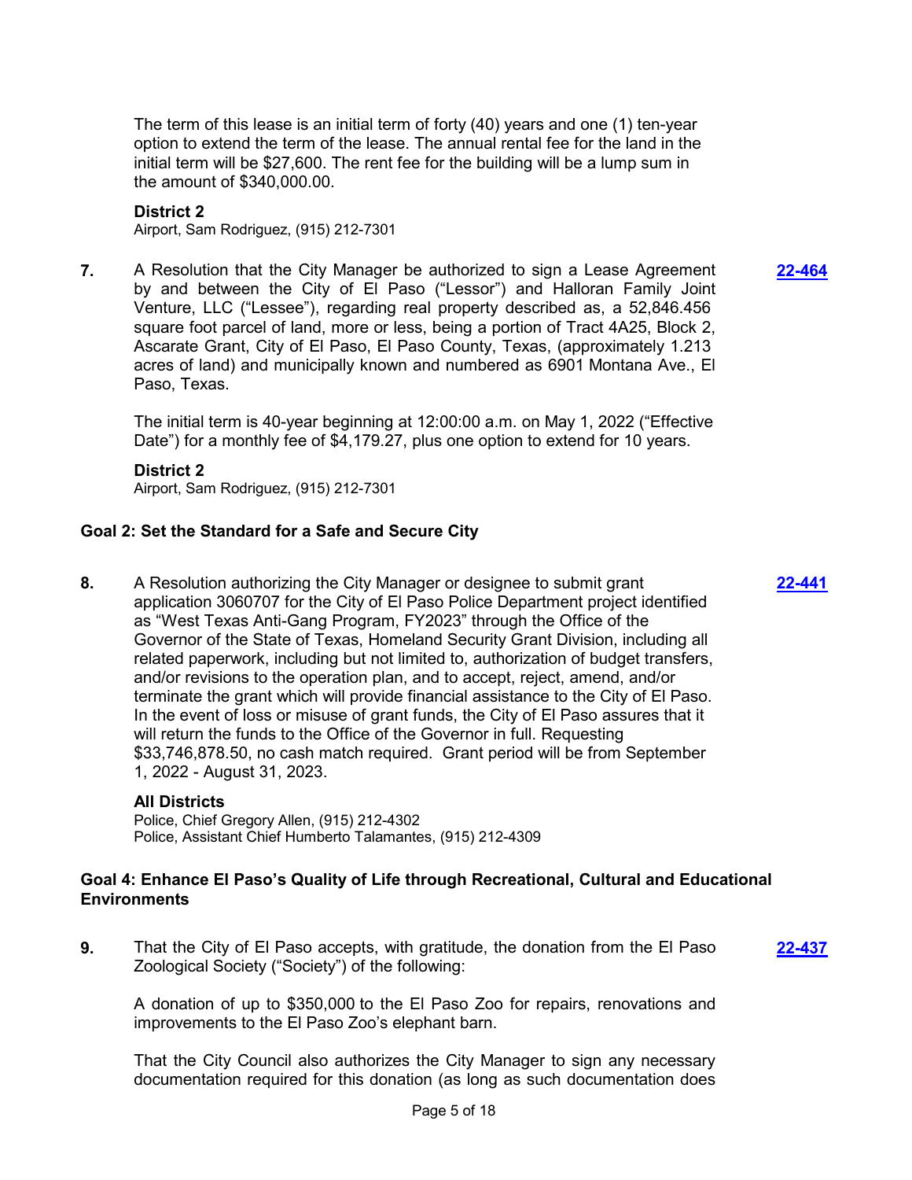The term of this lease is an initial term of forty (40) years and one (1) ten-year option to extend the term of the lease. The annual rental fee for the land in the initial term will be $27,600. The rent fee for the building will be a lump sum in the amount of $340,000.00.

**District 2**

Airport, Sam Rodriguez, (915) 212-7301

**7.** A Resolution that the City Manager be authorized to sign a Lease Agreement by and between the City of El Paso ("Lessor") and Halloran Family Joint Venture, LLC ("Lessee"), regarding real property described as, a 52,846.456 square foot parcel of land, more or less, being a portion of Tract 4A25, Block 2, Ascarate Grant, City of El Paso, El Paso County, Texas, (approximately 1.213 acres of land) and municipally known and numbered as 6901 Montana Ave., El Paso, Texas. **22-464**

The initial term is 40-year beginning at 12:00:00 a.m. on May 1, 2022 ("Effective Date") for a monthly fee of $4,179.27, plus one option to extend for 10 years.

**District 2**

Airport, Sam Rodriguez, (915) 212-7301

### Goal 2: Set the Standard for a Safe and Secure City

**8.** A Resolution authorizing the City Manager or designee to submit grant application 3060707 for the City of El Paso Police Department project identified as "West Texas Anti-Gang Program, FY2023" through the Office of the Governor of the State of Texas, Homeland Security Grant Division, including all related paperwork, including but not limited to, authorization of budget transfers, and/or revisions to the operation plan, and to accept, reject, amend, and/or terminate the grant which will provide financial assistance to the City of El Paso. In the event of loss or misuse of grant funds, the City of El Paso assures that it will return the funds to the Office of the Governor in full. Requesting $33,746,878.50, no cash match required. Grant period will be from September 1, 2022 - August 31, 2023. **22-441**

**All Districts**

Police, Chief Gregory Allen, (915) 212-4302
Police, Assistant Chief Humberto Talamantes, (915) 212-4309

### Goal 4: Enhance El Paso's Quality of Life through Recreational, Cultural and Educational Environments

**9.** That the City of El Paso accepts, with gratitude, the donation from the El Paso Zoological Society ("Society") of the following: **22-437**

A donation of up to $350,000 to the El Paso Zoo for repairs, renovations and improvements to the El Paso Zoo's elephant barn.

That the City Council also authorizes the City Manager to sign any necessary documentation required for this donation (as long as such documentation does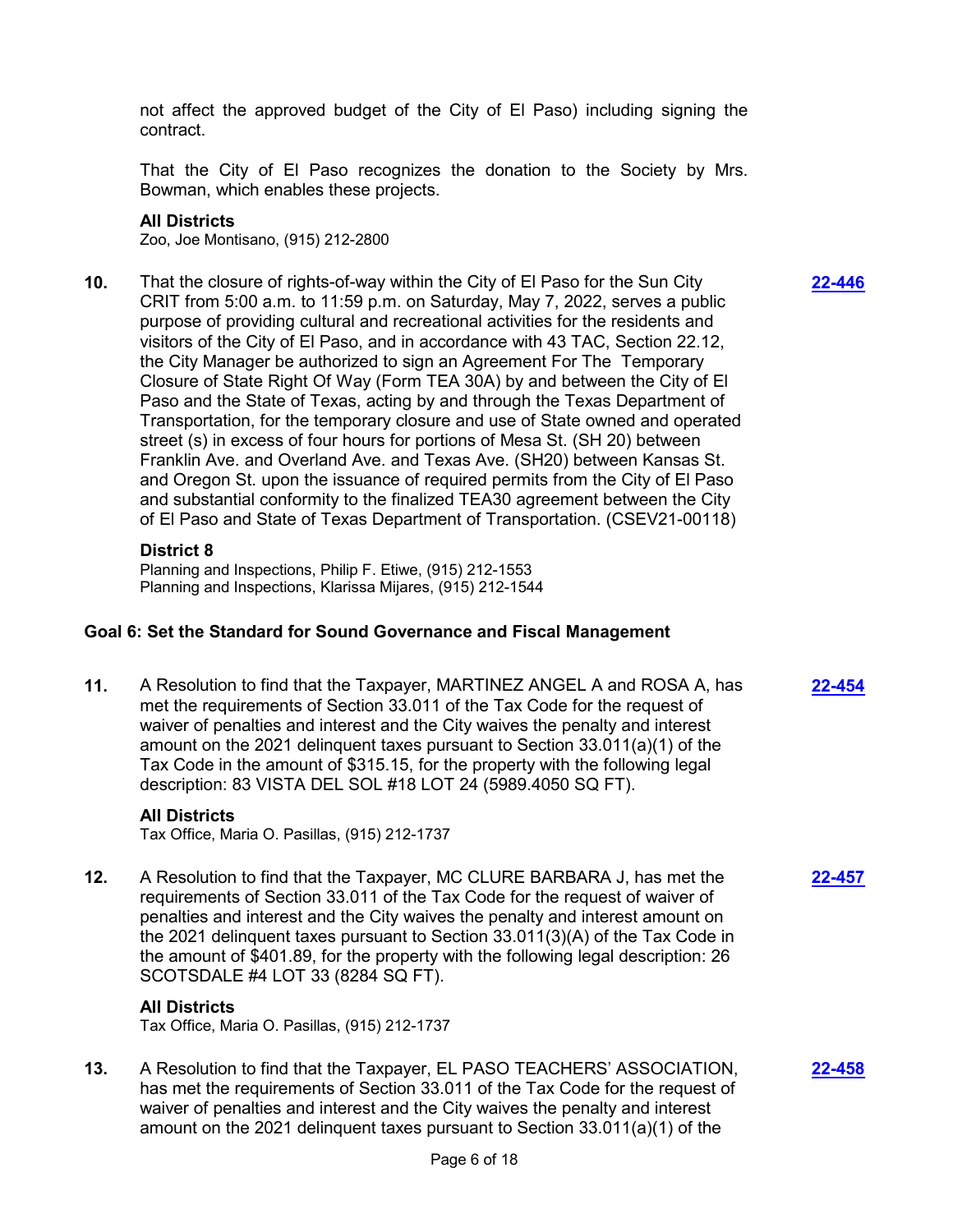not affect the approved budget of the City of El Paso) including signing the contract.

That the City of El Paso recognizes the donation to the Society by Mrs. Bowman, which enables these projects.

**All Districts**
Zoo, Joe Montisano, (915) 212-2800

**10.** That the closure of rights-of-way within the City of El Paso for the Sun City CRIT from 5:00 a.m. to 11:59 p.m. on Saturday, May 7, 2022, serves a public purpose of providing cultural and recreational activities for the residents and visitors of the City of El Paso, and in accordance with 43 TAC, Section 22.12, the City Manager be authorized to sign an Agreement For The Temporary Closure of State Right Of Way (Form TEA 30A) by and between the City of El Paso and the State of Texas, acting by and through the Texas Department of Transportation, for the temporary closure and use of State owned and operated street (s) in excess of four hours for portions of Mesa St. (SH 20) between Franklin Ave. and Overland Ave. and Texas Ave. (SH20) between Kansas St. and Oregon St. upon the issuance of required permits from the City of El Paso and substantial conformity to the finalized TEA30 agreement between the City of El Paso and State of Texas Department of Transportation. (CSEV21-00118) **22-446**

**District 8**
Planning and Inspections, Philip F. Etiwe, (915) 212-1553
Planning and Inspections, Klarissa Mijares, (915) 212-1544

### Goal 6: Set the Standard for Sound Governance and Fiscal Management

**11.** A Resolution to find that the Taxpayer, MARTINEZ ANGEL A and ROSA A, has met the requirements of Section 33.011 of the Tax Code for the request of waiver of penalties and interest and the City waives the penalty and interest amount on the 2021 delinquent taxes pursuant to Section 33.011(a)(1) of the Tax Code in the amount of $315.15, for the property with the following legal description: 83 VISTA DEL SOL #18 LOT 24 (5989.4050 SQ FT). **22-454**

**All Districts**
Tax Office, Maria O. Pasillas, (915) 212-1737

**12.** A Resolution to find that the Taxpayer, MC CLURE BARBARA J, has met the requirements of Section 33.011 of the Tax Code for the request of waiver of penalties and interest and the City waives the penalty and interest amount on the 2021 delinquent taxes pursuant to Section 33.011(3)(A) of the Tax Code in the amount of $401.89, for the property with the following legal description: 26 SCOTSDALE #4 LOT 33 (8284 SQ FT). **22-457**

**All Districts**
Tax Office, Maria O. Pasillas, (915) 212-1737

**13.** A Resolution to find that the Taxpayer, EL PASO TEACHERS' ASSOCIATION, has met the requirements of Section 33.011 of the Tax Code for the request of waiver of penalties and interest and the City waives the penalty and interest amount on the 2021 delinquent taxes pursuant to Section 33.011(a)(1) of the **22-458**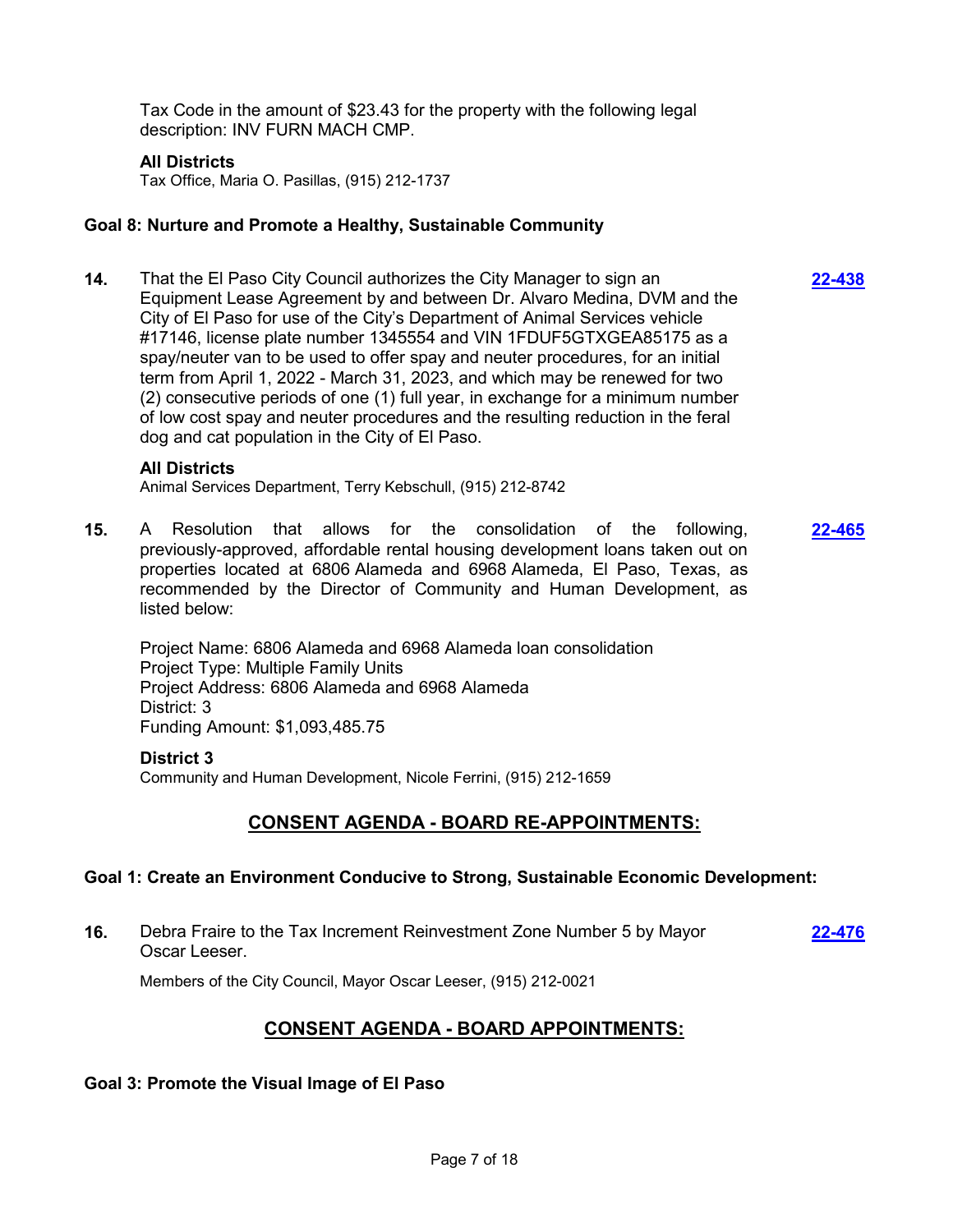Tax Code in the amount of $23.43 for the property with the following legal description: INV FURN MACH CMP.

**All Districts**
Tax Office, Maria O. Pasillas, (915) 212-1737

### Goal 8: Nurture and Promote a Healthy, Sustainable Community

**14.** That the El Paso City Council authorizes the City Manager to sign an Equipment Lease Agreement by and between Dr. Alvaro Medina, DVM and the City of El Paso for use of the City's Department of Animal Services vehicle #17146, license plate number 1345554 and VIN 1FDUF5GTXGEA85175 as a spay/neuter van to be used to offer spay and neuter procedures, for an initial term from April 1, 2022 - March 31, 2023, and which may be renewed for two (2) consecutive periods of one (1) full year, in exchange for a minimum number of low cost spay and neuter procedures and the resulting reduction in the feral dog and cat population in the City of El Paso. **22-438**

**All Districts**
Animal Services Department, Terry Kebschull, (915) 212-8742

**15.** A Resolution that allows for the consolidation of the following, previously-approved, affordable rental housing development loans taken out on properties located at 6806 Alameda and 6968 Alameda, El Paso, Texas, as recommended by the Director of Community and Human Development, as listed below: **22-465**

Project Name: 6806 Alameda and 6968 Alameda loan consolidation
Project Type: Multiple Family Units
Project Address: 6806 Alameda and 6968 Alameda
District: 3
Funding Amount: $1,093,485.75

**District 3**
Community and Human Development, Nicole Ferrini, (915) 212-1659

## CONSENT AGENDA - BOARD RE-APPOINTMENTS:

### Goal 1: Create an Environment Conducive to Strong, Sustainable Economic Development:

**16.** Debra Fraire to the Tax Increment Reinvestment Zone Number 5 by Mayor Oscar Leeser. **22-476**

Members of the City Council, Mayor Oscar Leeser, (915) 212-0021

## CONSENT AGENDA - BOARD APPOINTMENTS:

### Goal 3: Promote the Visual Image of El Paso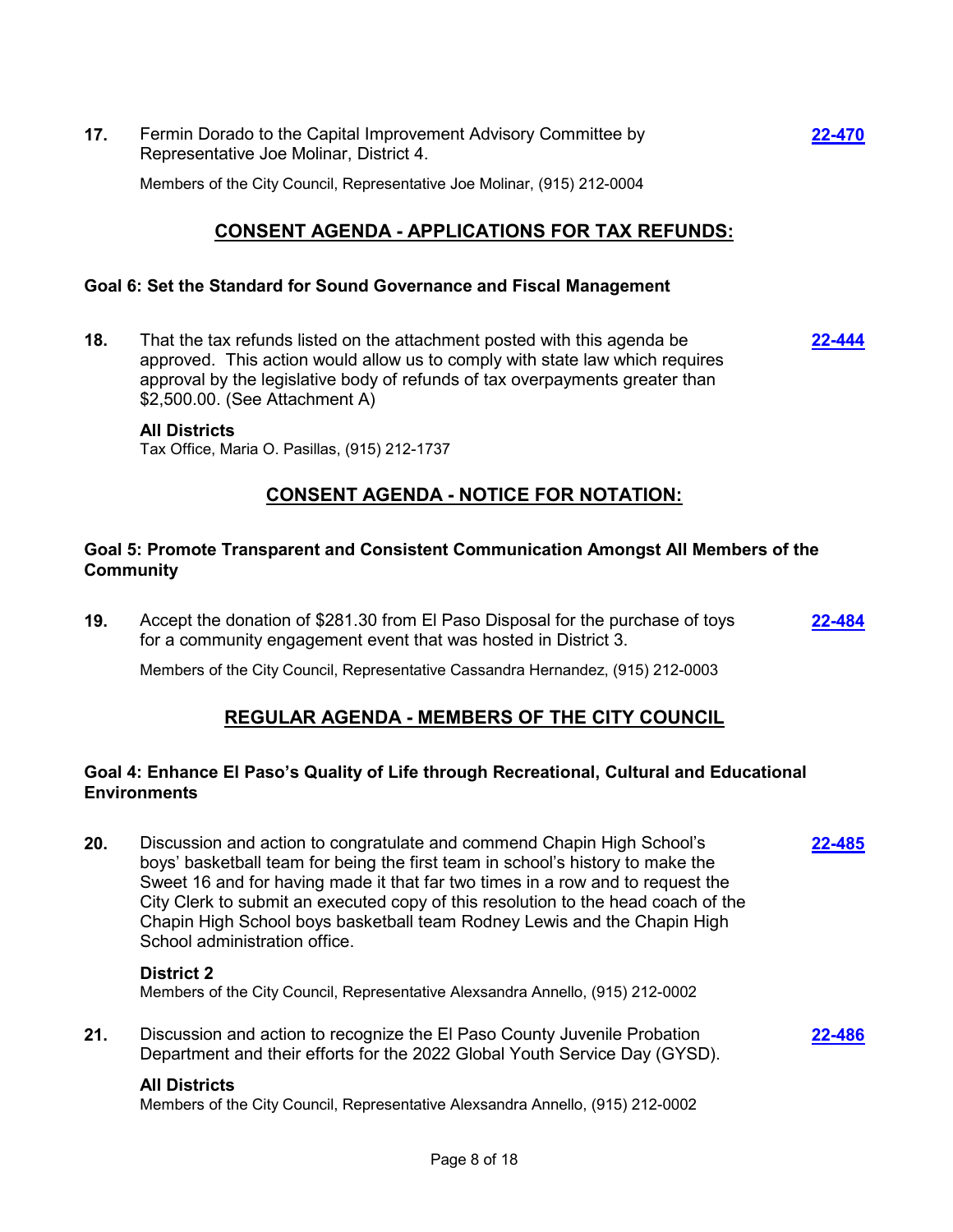**17.** Fermin Dorado to the Capital Improvement Advisory Committee by Representative Joe Molinar, District 4. **22-470**

Members of the City Council, Representative Joe Molinar, (915) 212-0004

## CONSENT AGENDA - APPLICATIONS FOR TAX REFUNDS:

### Goal 6: Set the Standard for Sound Governance and Fiscal Management

**18.** That the tax refunds listed on the attachment posted with this agenda be approved. This action would allow us to comply with state law which requires approval by the legislative body of refunds of tax overpayments greater than $2,500.00. (See Attachment A) **22-444**

**All Districts**
Tax Office, Maria O. Pasillas, (915) 212-1737

## CONSENT AGENDA - NOTICE FOR NOTATION:

### Goal 5: Promote Transparent and Consistent Communication Amongst All Members of the Community

**19.** Accept the donation of $281.30 from El Paso Disposal for the purchase of toys for a community engagement event that was hosted in District 3. **22-484**

Members of the City Council, Representative Cassandra Hernandez, (915) 212-0003

## REGULAR AGENDA - MEMBERS OF THE CITY COUNCIL

### Goal 4: Enhance El Paso's Quality of Life through Recreational, Cultural and Educational Environments

**20.** Discussion and action to congratulate and commend Chapin High School's boys' basketball team for being the first team in school's history to make the Sweet 16 and for having made it that far two times in a row and to request the City Clerk to submit an executed copy of this resolution to the head coach of the Chapin High School boys basketball team Rodney Lewis and the Chapin High School administration office. **22-485**

**District 2**
Members of the City Council, Representative Alexsandra Annello, (915) 212-0002

**21.** Discussion and action to recognize the El Paso County Juvenile Probation Department and their efforts for the 2022 Global Youth Service Day (GYSD). **22-486**

**All Districts**
Members of the City Council, Representative Alexsandra Annello, (915) 212-0002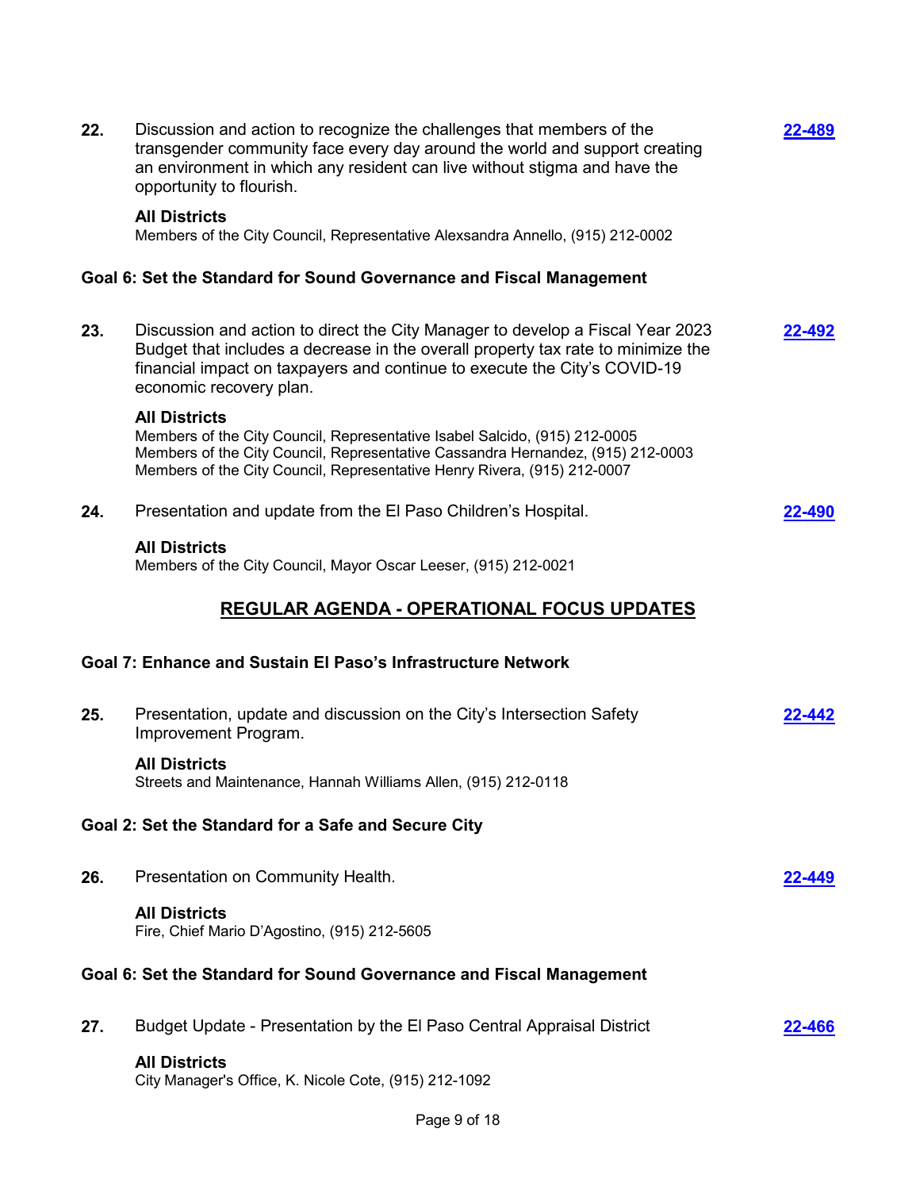**22.** Discussion and action to recognize the challenges that members of the transgender community face every day around the world and support creating an environment in which any resident can live without stigma and have the opportunity to flourish. **[22-489]**

**All Districts**
Members of the City Council, Representative Alexsandra Annello, (915) 212-0002

### Goal 6: Set the Standard for Sound Governance and Fiscal Management

**23.** Discussion and action to direct the City Manager to develop a Fiscal Year 2023 Budget that includes a decrease in the overall property tax rate to minimize the financial impact on taxpayers and continue to execute the City's COVID-19 economic recovery plan. **[22-492]**

**All Districts**
Members of the City Council, Representative Isabel Salcido, (915) 212-0005
Members of the City Council, Representative Cassandra Hernandez, (915) 212-0003
Members of the City Council, Representative Henry Rivera, (915) 212-0007

**24.** Presentation and update from the El Paso Children's Hospital. **[22-490]**

**All Districts**
Members of the City Council, Mayor Oscar Leeser, (915) 212-0021

## REGULAR AGENDA - OPERATIONAL FOCUS UPDATES

### Goal 7: Enhance and Sustain El Paso's Infrastructure Network

**25.** Presentation, update and discussion on the City's Intersection Safety Improvement Program. **[22-442]**

**All Districts**
Streets and Maintenance, Hannah Williams Allen, (915) 212-0118

### Goal 2: Set the Standard for a Safe and Secure City

**26.** Presentation on Community Health. **[22-449]**

**All Districts**
Fire, Chief Mario D'Agostino, (915) 212-5605

### Goal 6: Set the Standard for Sound Governance and Fiscal Management

**27.** Budget Update - Presentation by the El Paso Central Appraisal District **[22-466]**

**All Districts**
City Manager's Office, K. Nicole Cote, (915) 212-1092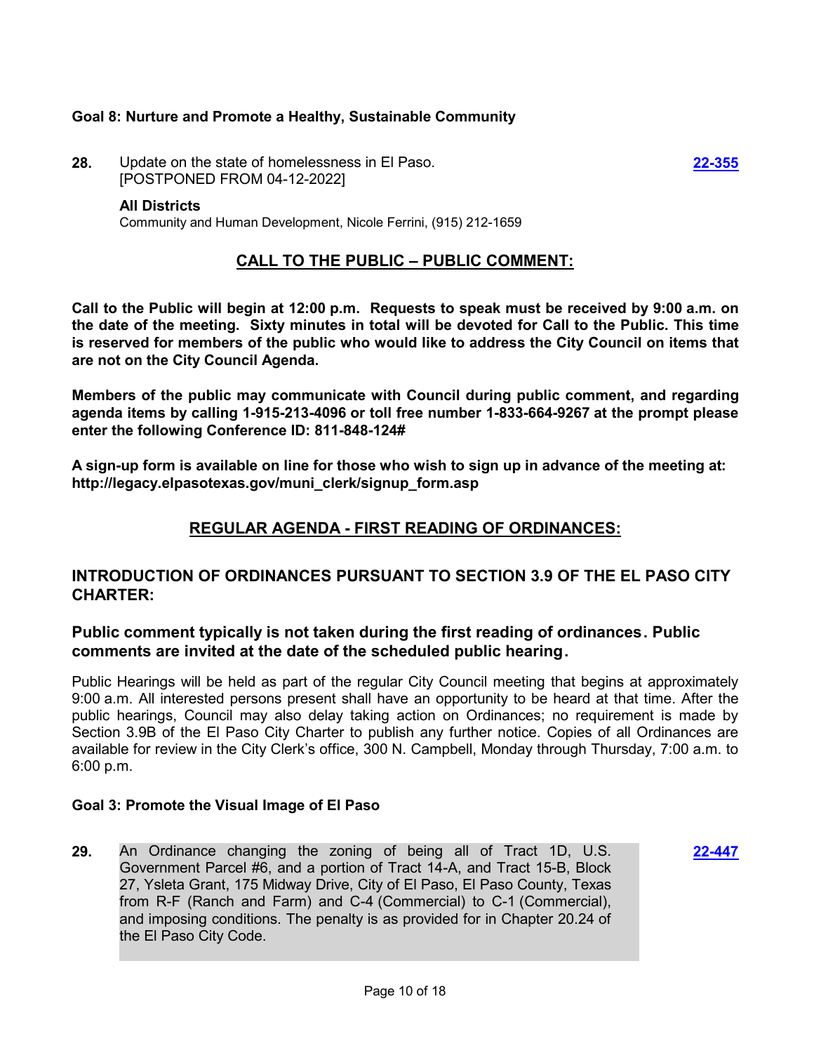**Goal 8: Nurture and Promote a Healthy, Sustainable Community**

**28.** Update on the state of homelessness in El Paso. [POSTPONED FROM 04-12-2022] **22-355**

**All Districts**
Community and Human Development, Nicole Ferrini, (915) 212-1659

## CALL TO THE PUBLIC – PUBLIC COMMENT:

**Call to the Public will begin at 12:00 p.m. Requests to speak must be received by 9:00 a.m. on the date of the meeting. Sixty minutes in total will be devoted for Call to the Public. This time is reserved for members of the public who would like to address the City Council on items that are not on the City Council Agenda.**

**Members of the public may communicate with Council during public comment, and regarding agenda items by calling 1-915-213-4096 or toll free number 1-833-664-9267 at the prompt please enter the following Conference ID: 811-848-124#**

**A sign-up form is available on line for those who wish to sign up in advance of the meeting at: http://legacy.elpasotexas.gov/muni_clerk/signup_form.asp**

## REGULAR AGENDA - FIRST READING OF ORDINANCES:

### INTRODUCTION OF ORDINANCES PURSUANT TO SECTION 3.9 OF THE EL PASO CITY CHARTER:

### Public comment typically is not taken during the first reading of ordinances. Public comments are invited at the date of the scheduled public hearing.

Public Hearings will be held as part of the regular City Council meeting that begins at approximately 9:00 a.m. All interested persons present shall have an opportunity to be heard at that time. After the public hearings, Council may also delay taking action on Ordinances; no requirement is made by Section 3.9B of the El Paso City Charter to publish any further notice. Copies of all Ordinances are available for review in the City Clerk's office, 300 N. Campbell, Monday through Thursday, 7:00 a.m. to 6:00 p.m.

**Goal 3: Promote the Visual Image of El Paso**

**29.** An Ordinance changing the zoning of being all of Tract 1D, U.S. Government Parcel #6, and a portion of Tract 14-A, and Tract 15-B, Block 27, Ysleta Grant, 175 Midway Drive, City of El Paso, El Paso County, Texas from R-F (Ranch and Farm) and C-4 (Commercial) to C-1 (Commercial), and imposing conditions. The penalty is as provided for in Chapter 20.24 of the El Paso City Code. **22-447**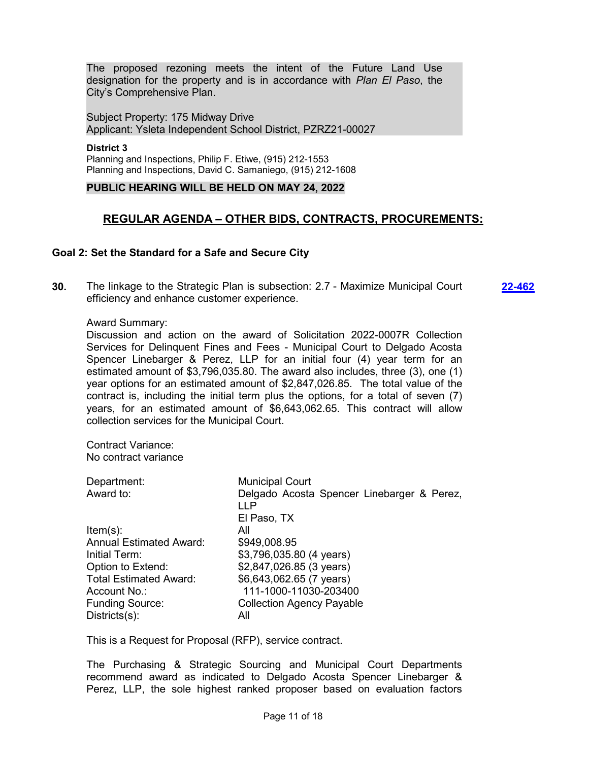The proposed rezoning meets the intent of the Future Land Use designation for the property and is in accordance with *Plan El Paso*, the City's Comprehensive Plan.

Subject Property: 175 Midway Drive
Applicant: Ysleta Independent School District, PZRZ21-00027

**District 3**
Planning and Inspections, Philip F. Etiwe, (915) 212-1553
Planning and Inspections, David C. Samaniego, (915) 212-1608

**PUBLIC HEARING WILL BE HELD ON MAY 24, 2022**

## REGULAR AGENDA – OTHER BIDS, CONTRACTS, PROCUREMENTS:

### Goal 2: Set the Standard for a Safe and Secure City

**30.** The linkage to the Strategic Plan is subsection: 2.7 - Maximize Municipal Court efficiency and enhance customer experience. **22-462**

Award Summary:
Discussion and action on the award of Solicitation 2022-0007R Collection Services for Delinquent Fines and Fees - Municipal Court to Delgado Acosta Spencer Linebarger & Perez, LLP for an initial four (4) year term for an estimated amount of $3,796,035.80. The award also includes, three (3), one (1) year options for an estimated amount of $2,847,026.85. The total value of the contract is, including the initial term plus the options, for a total of seven (7) years, for an estimated amount of $6,643,062.65. This contract will allow collection services for the Municipal Court.

Contract Variance:
No contract variance

| | |
|---|---|
| Department: | Municipal Court |
| Award to: | Delgado Acosta Spencer Linebarger & Perez, LLP<br>El Paso, TX |
| Item(s): | All |
| Annual Estimated Award: | $949,008.95 |
| Initial Term: | $3,796,035.80 (4 years) |
| Option to Extend: | $2,847,026.85 (3 years) |
| Total Estimated Award: | $6,643,062.65 (7 years) |
| Account No.: | 111-1000-11030-203400 |
| Funding Source: | Collection Agency Payable |
| Districts(s): | All |

This is a Request for Proposal (RFP), service contract.

The Purchasing & Strategic Sourcing and Municipal Court Departments recommend award as indicated to Delgado Acosta Spencer Linebarger & Perez, LLP, the sole highest ranked proposer based on evaluation factors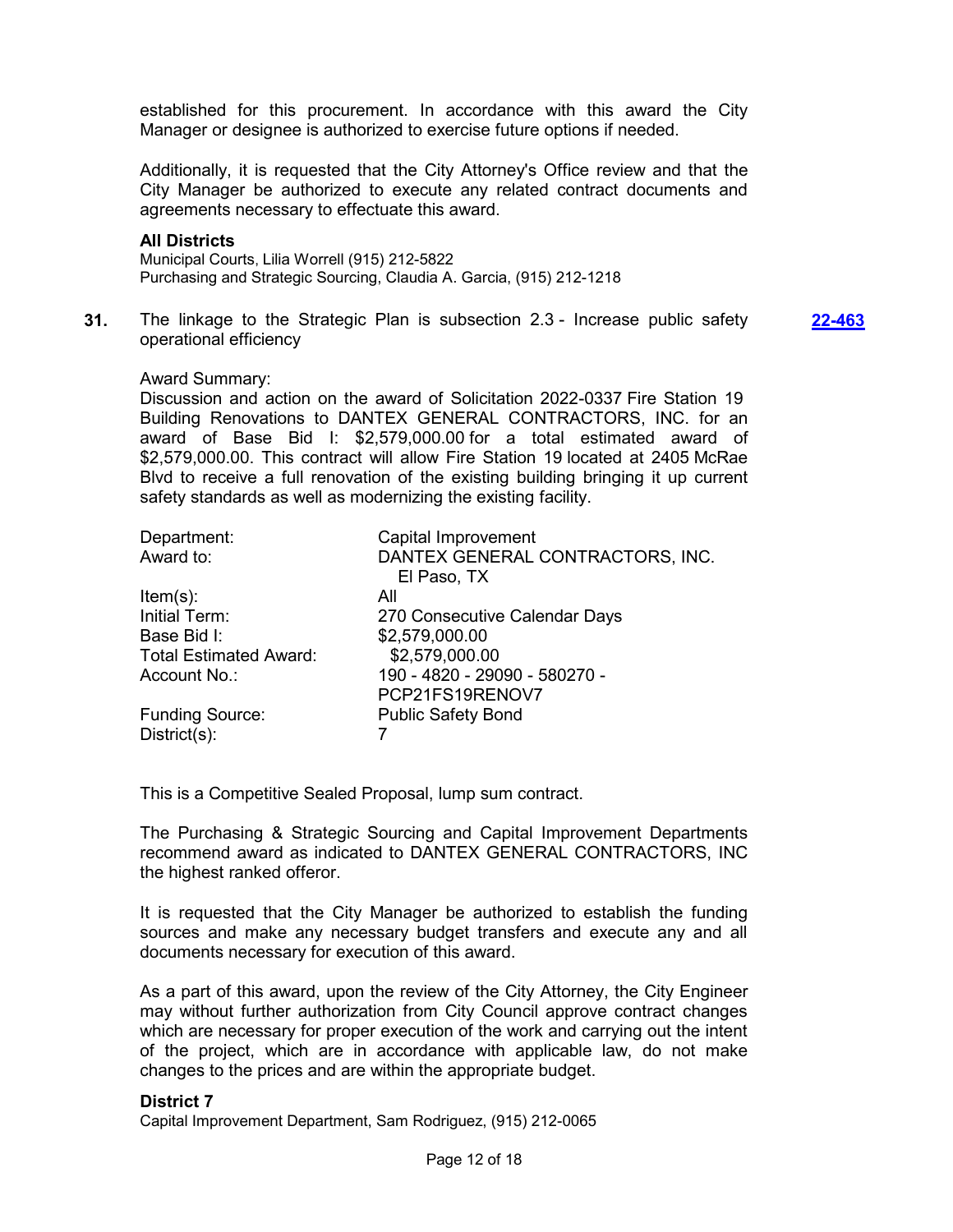established for this procurement. In accordance with this award the City Manager or designee is authorized to exercise future options if needed.

Additionally, it is requested that the City Attorney's Office review and that the City Manager be authorized to execute any related contract documents and agreements necessary to effectuate this award.

**All Districts**

Municipal Courts, Lilia Worrell (915) 212-5822

Purchasing and Strategic Sourcing, Claudia A. Garcia, (915) 212-1218

**31.** The linkage to the Strategic Plan is subsection 2.3 - Increase public safety operational efficiency **22-463**

Award Summary:

Discussion and action on the award of Solicitation 2022-0337 Fire Station 19 Building Renovations to DANTEX GENERAL CONTRACTORS, INC. for an award of Base Bid I: $2,579,000.00 for a total estimated award of $2,579,000.00. This contract will allow Fire Station 19 located at 2405 McRae Blvd to receive a full renovation of the existing building bringing it up current safety standards as well as modernizing the existing facility.

| | |
|---|---|
| Department: | Capital Improvement |
| Award to: | DANTEX GENERAL CONTRACTORS, INC. El Paso, TX |
| Item(s): | All |
| Initial Term: | 270 Consecutive Calendar Days |
| Base Bid I: | $2,579,000.00 |
| Total Estimated Award: | $2,579,000.00 |
| Account No.: | 190 - 4820 - 29090 - 580270 - PCP21FS19RENOV7 |
| Funding Source: | Public Safety Bond |
| District(s): | 7 |

This is a Competitive Sealed Proposal, lump sum contract.

The Purchasing & Strategic Sourcing and Capital Improvement Departments recommend award as indicated to DANTEX GENERAL CONTRACTORS, INC the highest ranked offeror.

It is requested that the City Manager be authorized to establish the funding sources and make any necessary budget transfers and execute any and all documents necessary for execution of this award.

As a part of this award, upon the review of the City Attorney, the City Engineer may without further authorization from City Council approve contract changes which are necessary for proper execution of the work and carrying out the intent of the project, which are in accordance with applicable law, do not make changes to the prices and are within the appropriate budget.

**District 7**

Capital Improvement Department, Sam Rodriguez, (915) 212-0065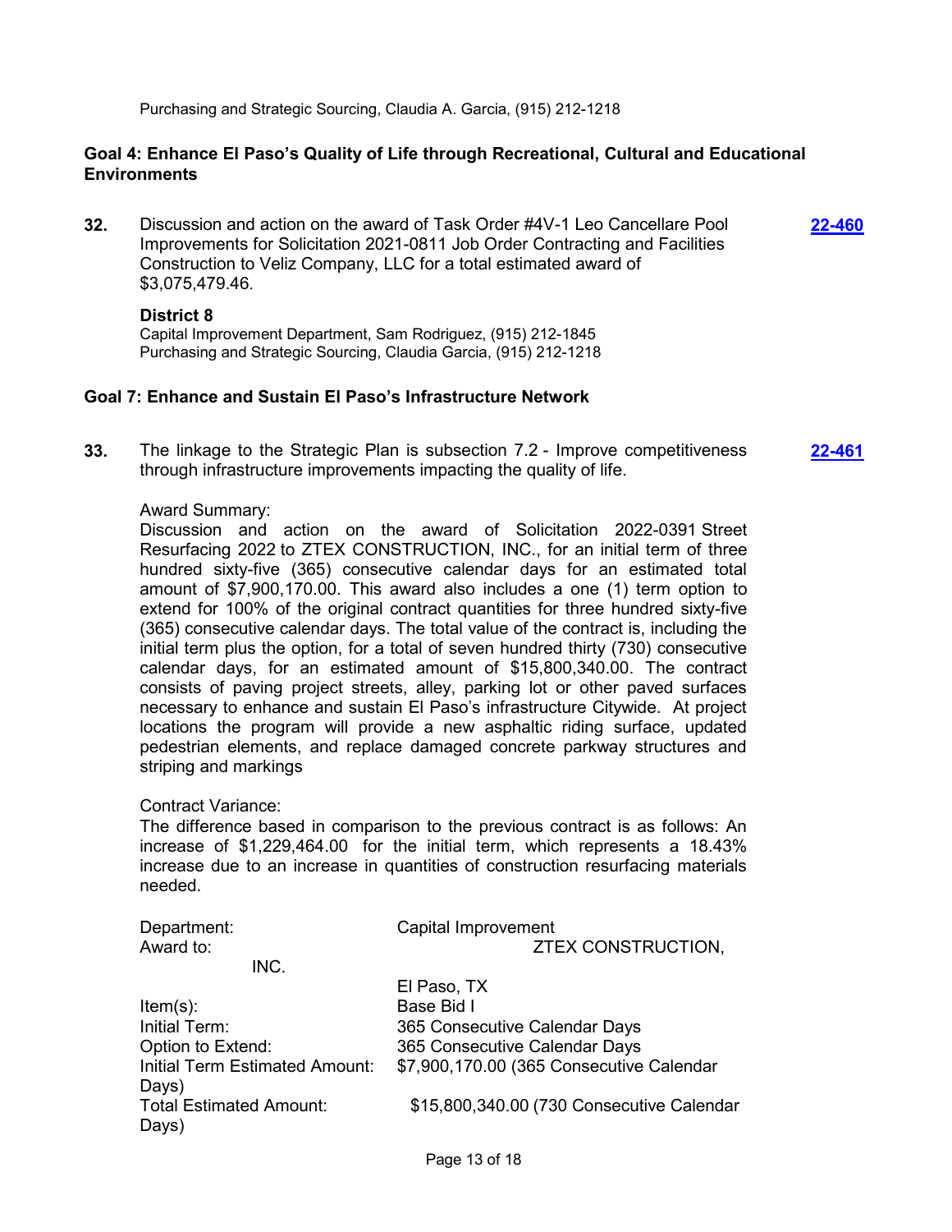Purchasing and Strategic Sourcing, Claudia A. Garcia, (915) 212-1218

### Goal 4: Enhance El Paso's Quality of Life through Recreational, Cultural and Educational Environments

**32.** Discussion and action on the award of Task Order #4V-1 Leo Cancellare Pool Improvements for Solicitation 2021-0811 Job Order Contracting and Facilities Construction to Veliz Company, LLC for a total estimated award of $3,075,479.46. **22-460**

**District 8**

Capital Improvement Department, Sam Rodriguez, (915) 212-1845
Purchasing and Strategic Sourcing, Claudia Garcia, (915) 212-1218

### Goal 7: Enhance and Sustain El Paso's Infrastructure Network

**33.** The linkage to the Strategic Plan is subsection 7.2 - Improve competitiveness through infrastructure improvements impacting the quality of life. **22-461**

Award Summary:
Discussion and action on the award of Solicitation 2022-0391 Street Resurfacing 2022 to ZTEX CONSTRUCTION, INC., for an initial term of three hundred sixty-five (365) consecutive calendar days for an estimated total amount of $7,900,170.00. This award also includes a one (1) term option to extend for 100% of the original contract quantities for three hundred sixty-five (365) consecutive calendar days. The total value of the contract is, including the initial term plus the option, for a total of seven hundred thirty (730) consecutive calendar days, for an estimated amount of $15,800,340.00. The contract consists of paving project streets, alley, parking lot or other paved surfaces necessary to enhance and sustain El Paso's infrastructure Citywide. At project locations the program will provide a new asphaltic riding surface, updated pedestrian elements, and replace damaged concrete parkway structures and striping and markings

Contract Variance:
The difference based in comparison to the previous contract is as follows: An increase of $1,229,464.00 for the initial term, which represents a 18.43% increase due to an increase in quantities of construction resurfacing materials needed.

| | |
|---|---|
| Department: | Capital Improvement |
| Award to: | ZTEX CONSTRUCTION, INC. |
| | El Paso, TX |
| Item(s): | Base Bid I |
| Initial Term: | 365 Consecutive Calendar Days |
| Option to Extend: | 365 Consecutive Calendar Days |
| Initial Term Estimated Amount: | $7,900,170.00 (365 Consecutive Calendar Days) |
| Total Estimated Amount: | $15,800,340.00 (730 Consecutive Calendar Days) |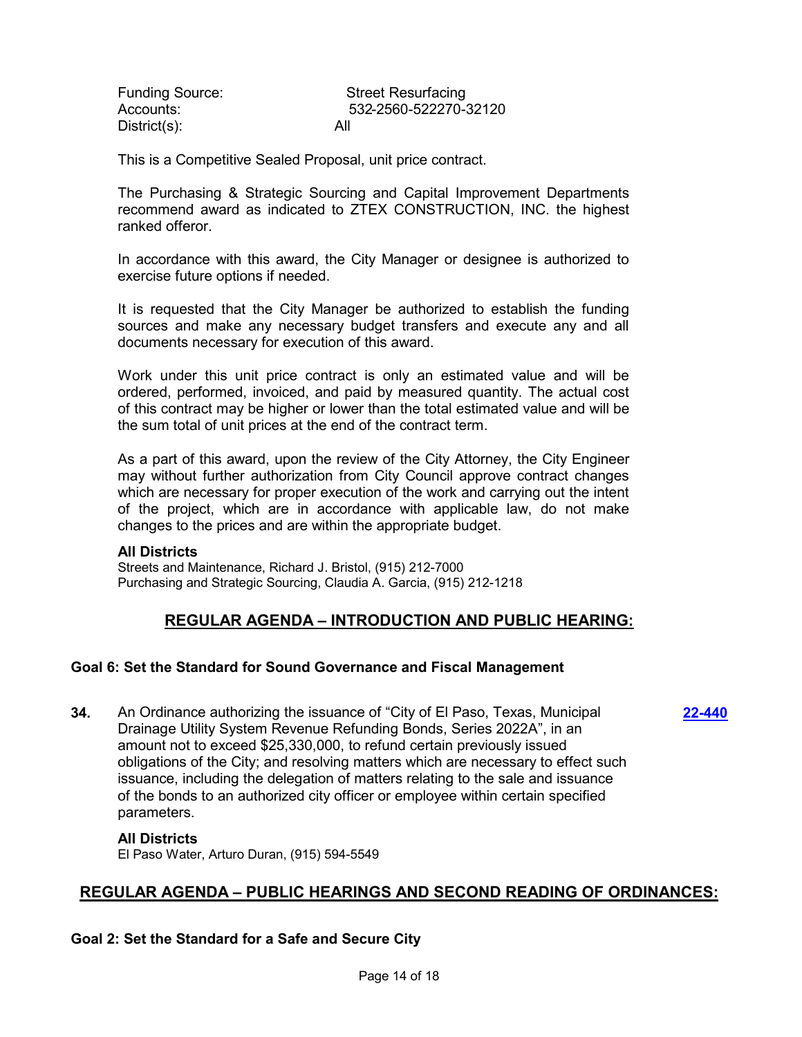Funding Source: Street Resurfacing
Accounts: 532-2560-522270-32120
District(s): All

This is a Competitive Sealed Proposal, unit price contract.

The Purchasing & Strategic Sourcing and Capital Improvement Departments recommend award as indicated to ZTEX CONSTRUCTION, INC. the highest ranked offeror.

In accordance with this award, the City Manager or designee is authorized to exercise future options if needed.

It is requested that the City Manager be authorized to establish the funding sources and make any necessary budget transfers and execute any and all documents necessary for execution of this award.

Work under this unit price contract is only an estimated value and will be ordered, performed, invoiced, and paid by measured quantity. The actual cost of this contract may be higher or lower than the total estimated value and will be the sum total of unit prices at the end of the contract term.

As a part of this award, upon the review of the City Attorney, the City Engineer may without further authorization from City Council approve contract changes which are necessary for proper execution of the work and carrying out the intent of the project, which are in accordance with applicable law, do not make changes to the prices and are within the appropriate budget.

**All Districts**
Streets and Maintenance, Richard J. Bristol, (915) 212-7000
Purchasing and Strategic Sourcing, Claudia A. Garcia, (915) 212-1218

## REGULAR AGENDA – INTRODUCTION AND PUBLIC HEARING:

### Goal 6: Set the Standard for Sound Governance and Fiscal Management

**34.** An Ordinance authorizing the issuance of "City of El Paso, Texas, Municipal Drainage Utility System Revenue Refunding Bonds, Series 2022A", in an amount not to exceed $25,330,000, to refund certain previously issued obligations of the City; and resolving matters which are necessary to effect such issuance, including the delegation of matters relating to the sale and issuance of the bonds to an authorized city officer or employee within certain specified parameters. **22-440**

**All Districts**
El Paso Water, Arturo Duran, (915) 594-5549

## REGULAR AGENDA – PUBLIC HEARINGS AND SECOND READING OF ORDINANCES:

### Goal 2: Set the Standard for a Safe and Secure City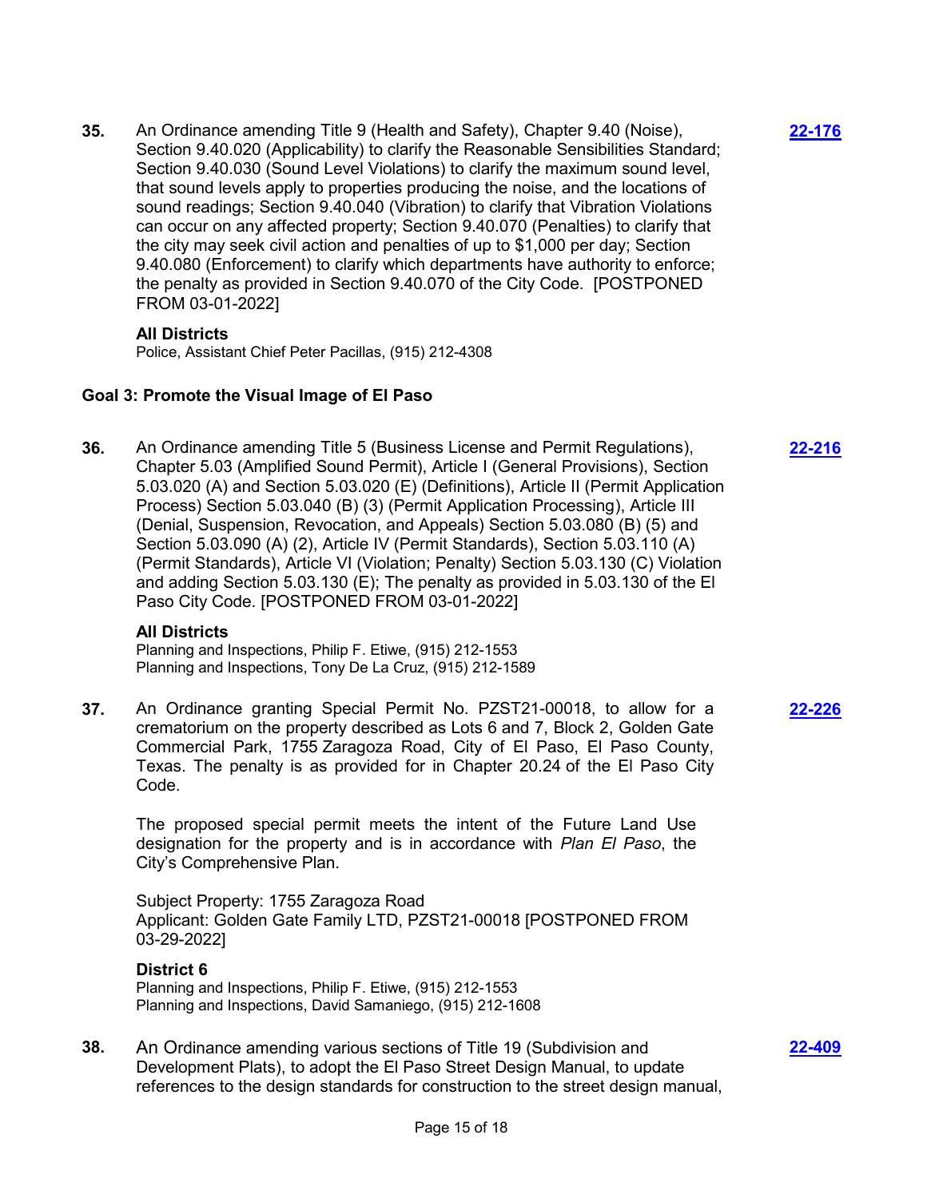**35.** An Ordinance amending Title 9 (Health and Safety), Chapter 9.40 (Noise), Section 9.40.020 (Applicability) to clarify the Reasonable Sensibilities Standard; Section 9.40.030 (Sound Level Violations) to clarify the maximum sound level, that sound levels apply to properties producing the noise, and the locations of sound readings; Section 9.40.040 (Vibration) to clarify that Vibration Violations can occur on any affected property; Section 9.40.070 (Penalties) to clarify that the city may seek civil action and penalties of up to $1,000 per day; Section 9.40.080 (Enforcement) to clarify which departments have authority to enforce; the penalty as provided in Section 9.40.070 of the City Code. [POSTPONED FROM 03-01-2022]

**22-176**

**All Districts**
Police, Assistant Chief Peter Pacillas, (915) 212-4308

### Goal 3: Promote the Visual Image of El Paso

**36.** An Ordinance amending Title 5 (Business License and Permit Regulations), Chapter 5.03 (Amplified Sound Permit), Article I (General Provisions), Section 5.03.020 (A) and Section 5.03.020 (E) (Definitions), Article II (Permit Application Process) Section 5.03.040 (B) (3) (Permit Application Processing), Article III (Denial, Suspension, Revocation, and Appeals) Section 5.03.080 (B) (5) and Section 5.03.090 (A) (2), Article IV (Permit Standards), Section 5.03.110 (A) (Permit Standards), Article VI (Violation; Penalty) Section 5.03.130 (C) Violation and adding Section 5.03.130 (E); The penalty as provided in 5.03.130 of the El Paso City Code. [POSTPONED FROM 03-01-2022]

**22-216**

**All Districts**
Planning and Inspections, Philip F. Etiwe, (915) 212-1553
Planning and Inspections, Tony De La Cruz, (915) 212-1589

**37.** An Ordinance granting Special Permit No. PZST21-00018, to allow for a crematorium on the property described as Lots 6 and 7, Block 2, Golden Gate Commercial Park, 1755 Zaragoza Road, City of El Paso, El Paso County, Texas. The penalty is as provided for in Chapter 20.24 of the El Paso City Code.

**22-226**

The proposed special permit meets the intent of the Future Land Use designation for the property and is in accordance with *Plan El Paso*, the City's Comprehensive Plan.

Subject Property: 1755 Zaragoza Road
Applicant: Golden Gate Family LTD, PZST21-00018 [POSTPONED FROM 03-29-2022]

**District 6**
Planning and Inspections, Philip F. Etiwe, (915) 212-1553
Planning and Inspections, David Samaniego, (915) 212-1608

**38.** An Ordinance amending various sections of Title 19 (Subdivision and Development Plats), to adopt the El Paso Street Design Manual, to update references to the design standards for construction to the street design manual,

**22-409**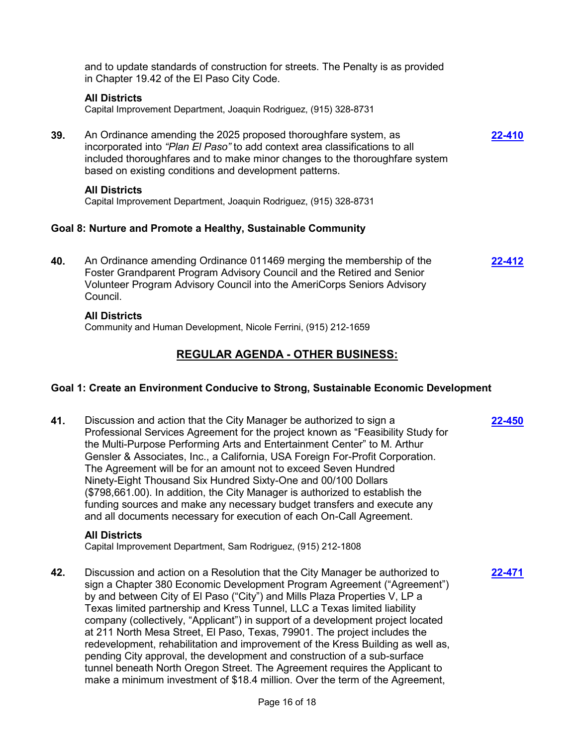and to update standards of construction for streets. The Penalty is as provided in Chapter 19.42 of the El Paso City Code.

**All Districts**
Capital Improvement Department, Joaquin Rodriguez, (915) 328-8731

**39.** An Ordinance amending the 2025 proposed thoroughfare system, as incorporated into *"Plan El Paso"* to add context area classifications to all included thoroughfares and to make minor changes to the thoroughfare system based on existing conditions and development patterns. **22-410**

**All Districts**
Capital Improvement Department, Joaquin Rodriguez, (915) 328-8731

### Goal 8: Nurture and Promote a Healthy, Sustainable Community

**40.** An Ordinance amending Ordinance 011469 merging the membership of the Foster Grandparent Program Advisory Council and the Retired and Senior Volunteer Program Advisory Council into the AmeriCorps Seniors Advisory Council. **22-412**

**All Districts**
Community and Human Development, Nicole Ferrini, (915) 212-1659

## REGULAR AGENDA - OTHER BUSINESS:

### Goal 1: Create an Environment Conducive to Strong, Sustainable Economic Development

**41.** Discussion and action that the City Manager be authorized to sign a Professional Services Agreement for the project known as "Feasibility Study for the Multi-Purpose Performing Arts and Entertainment Center" to M. Arthur Gensler & Associates, Inc., a California, USA Foreign For-Profit Corporation. The Agreement will be for an amount not to exceed Seven Hundred Ninety-Eight Thousand Six Hundred Sixty-One and 00/100 Dollars ($798,661.00). In addition, the City Manager is authorized to establish the funding sources and make any necessary budget transfers and execute any and all documents necessary for execution of each On-Call Agreement. **22-450**

**All Districts**
Capital Improvement Department, Sam Rodriguez, (915) 212-1808

**42.** Discussion and action on a Resolution that the City Manager be authorized to sign a Chapter 380 Economic Development Program Agreement ("Agreement") by and between City of El Paso ("City") and Mills Plaza Properties V, LP a Texas limited partnership and Kress Tunnel, LLC a Texas limited liability company (collectively, "Applicant") in support of a development project located at 211 North Mesa Street, El Paso, Texas, 79901. The project includes the redevelopment, rehabilitation and improvement of the Kress Building as well as, pending City approval, the development and construction of a sub-surface tunnel beneath North Oregon Street. The Agreement requires the Applicant to make a minimum investment of $18.4 million. Over the term of the Agreement, **22-471**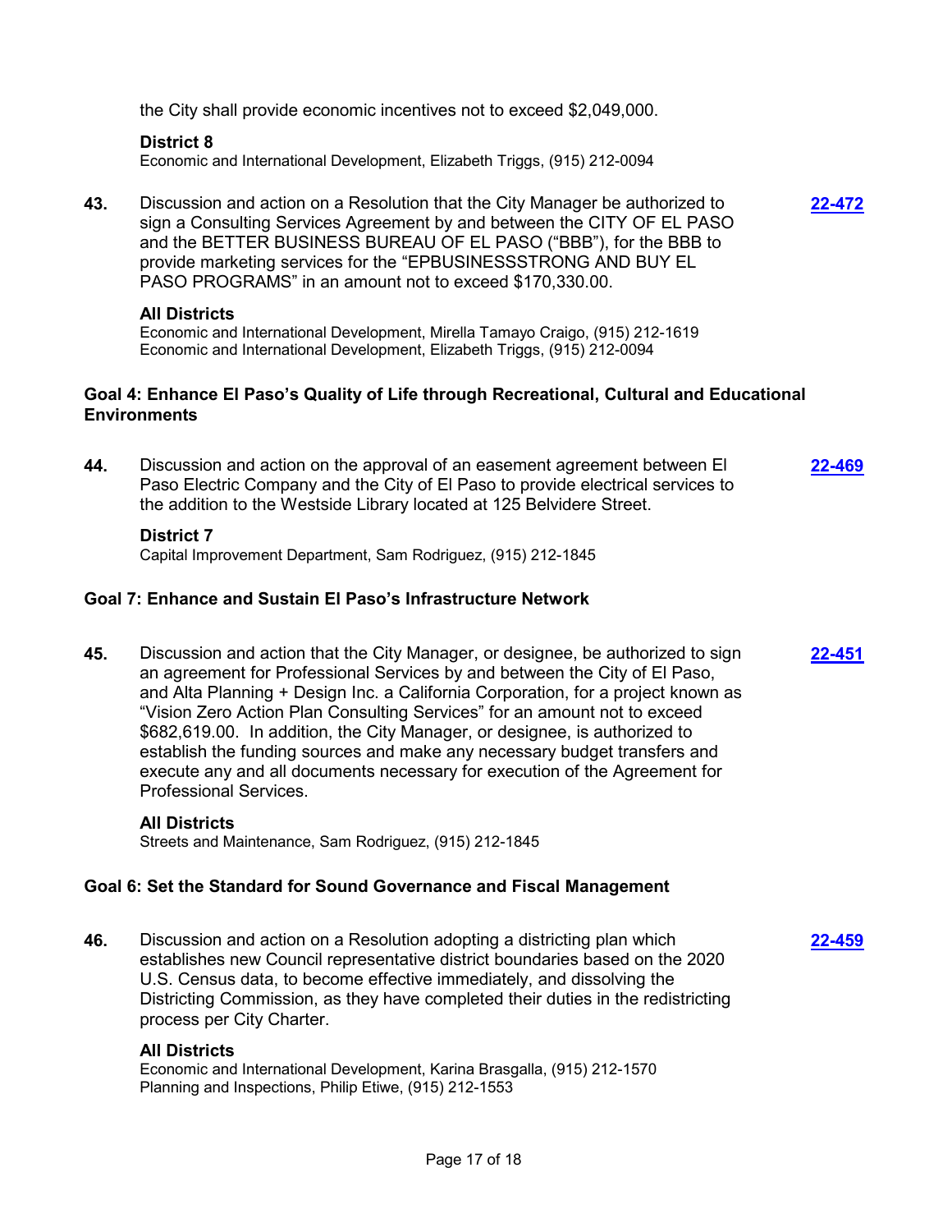the City shall provide economic incentives not to exceed $2,049,000.

**District 8**
Economic and International Development, Elizabeth Triggs, (915) 212-0094

**43.** Discussion and action on a Resolution that the City Manager be authorized to sign a Consulting Services Agreement by and between the CITY OF EL PASO and the BETTER BUSINESS BUREAU OF EL PASO ("BBB"), for the BBB to provide marketing services for the "EPBUSINESSSTRONG AND BUY EL PASO PROGRAMS" in an amount not to exceed $170,330.00. **22-472**

**All Districts**
Economic and International Development, Mirella Tamayo Craigo, (915) 212-1619
Economic and International Development, Elizabeth Triggs, (915) 212-0094

### Goal 4: Enhance El Paso's Quality of Life through Recreational, Cultural and Educational Environments

**44.** Discussion and action on the approval of an easement agreement between El Paso Electric Company and the City of El Paso to provide electrical services to the addition to the Westside Library located at 125 Belvidere Street. **22-469**

**District 7**
Capital Improvement Department, Sam Rodriguez, (915) 212-1845

### Goal 7: Enhance and Sustain El Paso's Infrastructure Network

**45.** Discussion and action that the City Manager, or designee, be authorized to sign an agreement for Professional Services by and between the City of El Paso, and Alta Planning + Design Inc. a California Corporation, for a project known as "Vision Zero Action Plan Consulting Services" for an amount not to exceed $682,619.00. In addition, the City Manager, or designee, is authorized to establish the funding sources and make any necessary budget transfers and execute any and all documents necessary for execution of the Agreement for Professional Services. **22-451**

**All Districts**
Streets and Maintenance, Sam Rodriguez, (915) 212-1845

### Goal 6: Set the Standard for Sound Governance and Fiscal Management

**46.** Discussion and action on a Resolution adopting a districting plan which establishes new Council representative district boundaries based on the 2020 U.S. Census data, to become effective immediately, and dissolving the Districting Commission, as they have completed their duties in the redistricting process per City Charter. **22-459**

**All Districts**
Economic and International Development, Karina Brasgalla, (915) 212-1570
Planning and Inspections, Philip Etiwe, (915) 212-1553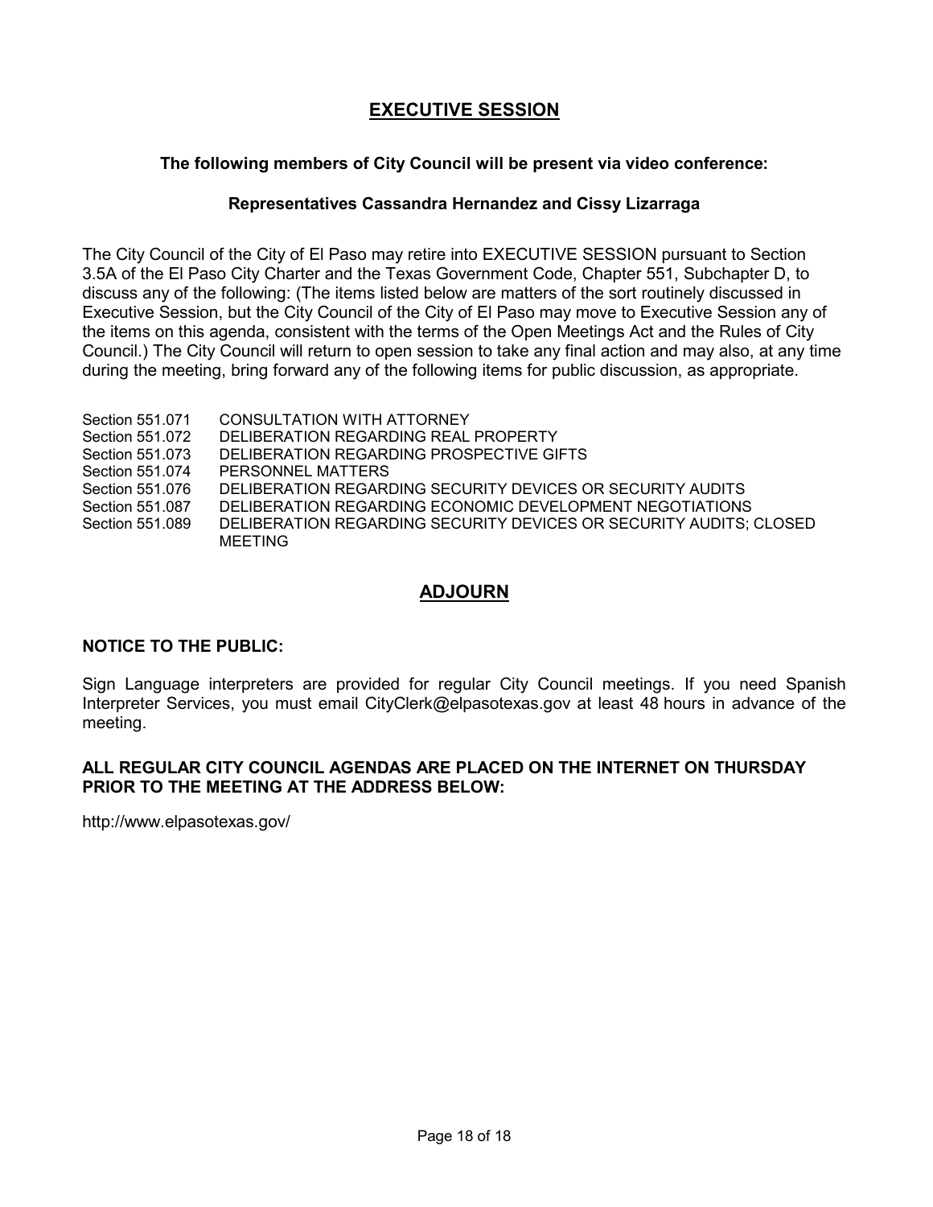## EXECUTIVE SESSION

**The following members of City Council will be present via video conference:**

**Representatives Cassandra Hernandez and Cissy Lizarraga**

The City Council of the City of El Paso may retire into EXECUTIVE SESSION pursuant to Section 3.5A of the El Paso City Charter and the Texas Government Code, Chapter 551, Subchapter D, to discuss any of the following: (The items listed below are matters of the sort routinely discussed in Executive Session, but the City Council of the City of El Paso may move to Executive Session any of the items on this agenda, consistent with the terms of the Open Meetings Act and the Rules of City Council.) The City Council will return to open session to take any final action and may also, at any time during the meeting, bring forward any of the following items for public discussion, as appropriate.

| | |
|---|---|
| Section 551.071 | CONSULTATION WITH ATTORNEY |
| Section 551.072 | DELIBERATION REGARDING REAL PROPERTY |
| Section 551.073 | DELIBERATION REGARDING PROSPECTIVE GIFTS |
| Section 551.074 | PERSONNEL MATTERS |
| Section 551.076 | DELIBERATION REGARDING SECURITY DEVICES OR SECURITY AUDITS |
| Section 551.087 | DELIBERATION REGARDING ECONOMIC DEVELOPMENT NEGOTIATIONS |
| Section 551.089 | DELIBERATION REGARDING SECURITY DEVICES OR SECURITY AUDITS; CLOSED MEETING |

## ADJOURN

**NOTICE TO THE PUBLIC:**

Sign Language interpreters are provided for regular City Council meetings. If you need Spanish Interpreter Services, you must email CityClerk@elpasotexas.gov at least 48 hours in advance of the meeting.

**ALL REGULAR CITY COUNCIL AGENDAS ARE PLACED ON THE INTERNET ON THURSDAY PRIOR TO THE MEETING AT THE ADDRESS BELOW:**

http://www.elpasotexas.gov/